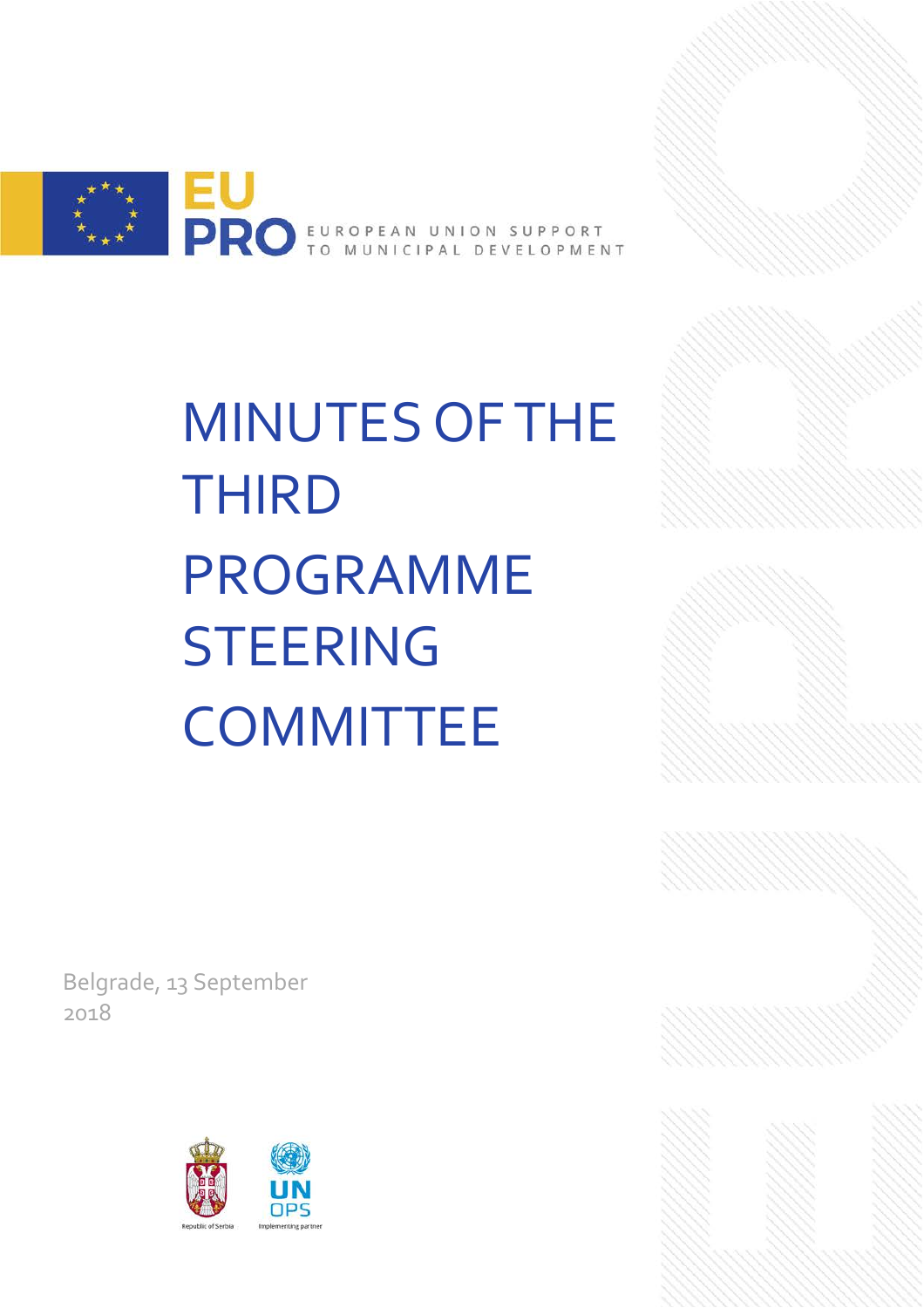EU PRO EUROPEAN UNION SUPPORT TO MUNICIPAL DEVELOPMENT

# MINUTES OF THE THIRD PROGRAMME STEERING COMMITTEE

Belgrade, 13 September 2018

Republic of Serbia

UN OPS Implementing partner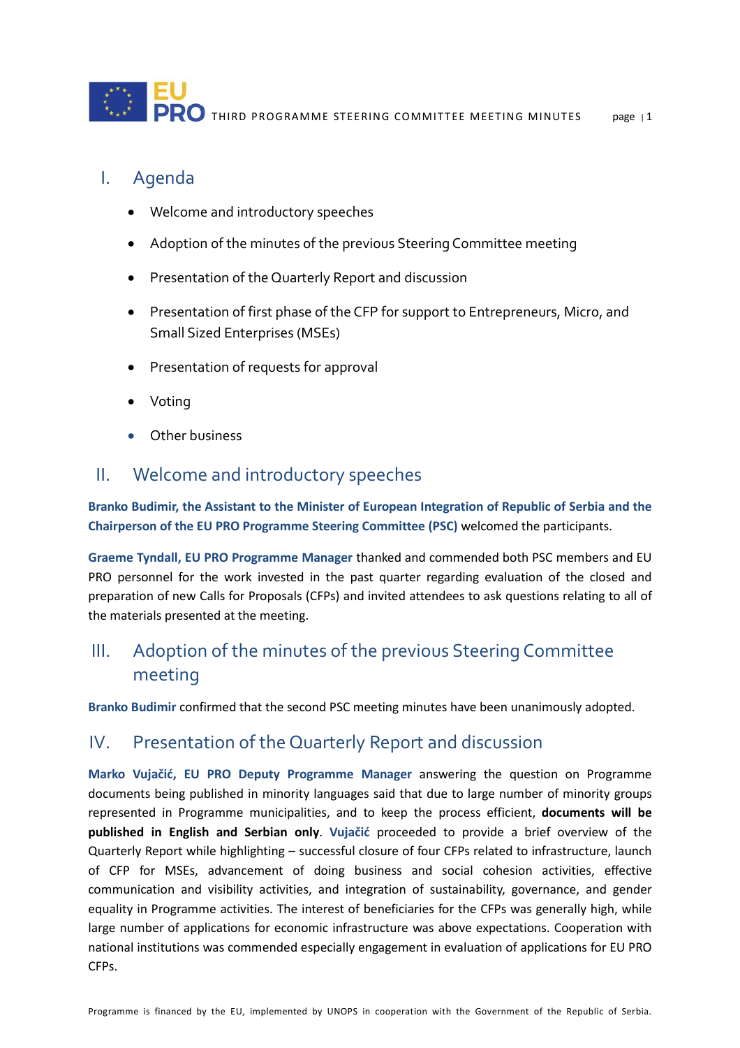## I. Agenda

- Welcome and introductory speeches
- Adoption of the minutes of the previous Steering Committee meeting
- Presentation of the Quarterly Report and discussion
- Presentation of first phase of the CFP for support to Entrepreneurs, Micro, and Small Sized Enterprises (MSEs)
- Presentation of requests for approval
- Voting
- Other business

## II. Welcome and introductory speeches

**Branko Budimir, the Assistant to the Minister of European Integration of Republic of Serbia and the Chairperson of the EU PRO Programme Steering Committee (PSC)** welcomed the participants.

**Graeme Tyndall, EU PRO Programme Manager** thanked and commended both PSC members and EU PRO personnel for the work invested in the past quarter regarding evaluation of the closed and preparation of new Calls for Proposals (CFPs) and invited attendees to ask questions relating to all of the materials presented at the meeting.

## III. Adoption of the minutes of the previous Steering Committee meeting

**Branko Budimir** confirmed that the second PSC meeting minutes have been unanimously adopted.

## IV. Presentation of the Quarterly Report and discussion

**Marko Vujačić, EU PRO Deputy Programme Manager** answering the question on Programme documents being published in minority languages said that due to large number of minority groups represented in Programme municipalities, and to keep the process efficient, **documents will be published in English and Serbian only**. **Vujačić** proceeded to provide a brief overview of the Quarterly Report while highlighting – successful closure of four CFPs related to infrastructure, launch of CFP for MSEs, advancement of doing business and social cohesion activities, effective communication and visibility activities, and integration of sustainability, governance, and gender equality in Programme activities. The interest of beneficiaries for the CFPs was generally high, while large number of applications for economic infrastructure was above expectations. Cooperation with national institutions was commended especially engagement in evaluation of applications for EU PRO CFPs.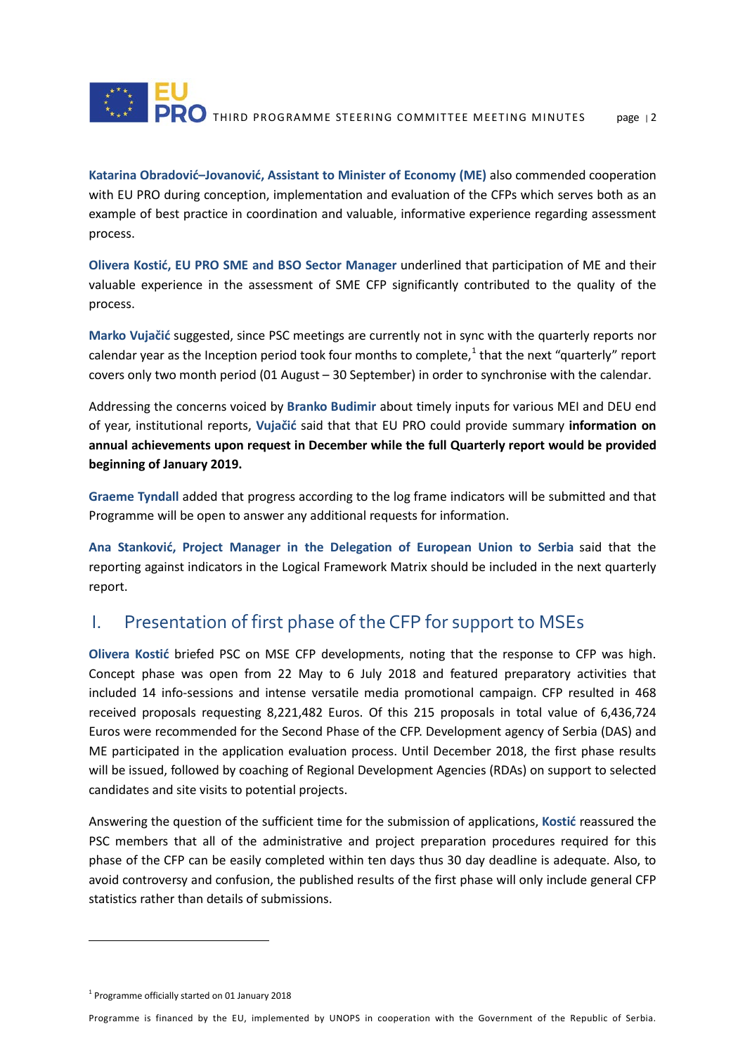**Katarina Obradović–Jovanović, Assistant to Minister of Economy (ME)** also commended cooperation with EU PRO during conception, implementation and evaluation of the CFPs which serves both as an example of best practice in coordination and valuable, informative experience regarding assessment process.

**Olivera Kostić, EU PRO SME and BSO Sector Manager** underlined that participation of ME and their valuable experience in the assessment of SME CFP significantly contributed to the quality of the process.

**Marko Vujačić** suggested, since PSC meetings are currently not in sync with the quarterly reports nor calendar year as the Inception period took four months to complete,[1] that the next "quarterly" report covers only two month period (01 August – 30 September) in order to synchronise with the calendar.

Addressing the concerns voiced by **Branko Budimir** about timely inputs for various MEI and DEU end of year, institutional reports, **Vujačić** said that that EU PRO could provide summary **information on annual achievements upon request in December while the full Quarterly report would be provided beginning of January 2019.**

**Graeme Tyndall** added that progress according to the log frame indicators will be submitted and that Programme will be open to answer any additional requests for information.

**Ana Stanković, Project Manager in the Delegation of European Union to Serbia** said that the reporting against indicators in the Logical Framework Matrix should be included in the next quarterly report.

## I. Presentation of first phase of the CFP for support to MSEs

**Olivera Kostić** briefed PSC on MSE CFP developments, noting that the response to CFP was high. Concept phase was open from 22 May to 6 July 2018 and featured preparatory activities that included 14 info-sessions and intense versatile media promotional campaign. CFP resulted in 468 received proposals requesting 8,221,482 Euros. Of this 215 proposals in total value of 6,436,724 Euros were recommended for the Second Phase of the CFP. Development agency of Serbia (DAS) and ME participated in the application evaluation process. Until December 2018, the first phase results will be issued, followed by coaching of Regional Development Agencies (RDAs) on support to selected candidates and site visits to potential projects.

Answering the question of the sufficient time for the submission of applications, **Kostić** reassured the PSC members that all of the administrative and project preparation procedures required for this phase of the CFP can be easily completed within ten days thus 30 day deadline is adequate. Also, to avoid controversy and confusion, the published results of the first phase will only include general CFP statistics rather than details of submissions.

[1] Programme officially started on 01 January 2018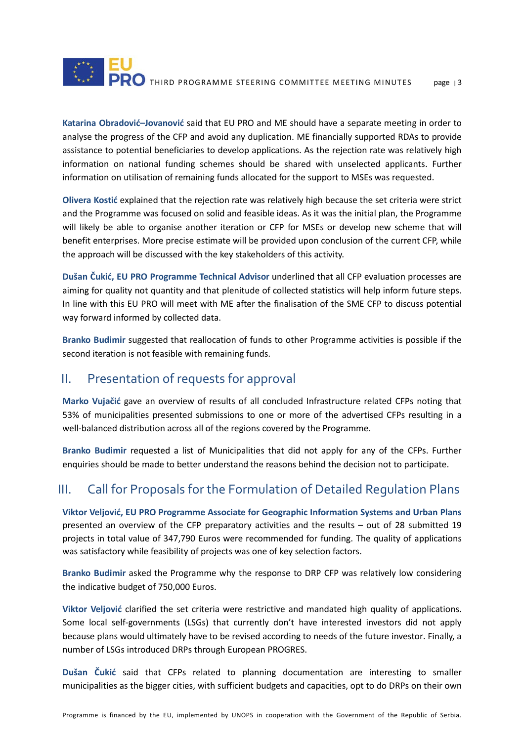**Katarina Obradović–Jovanović** said that EU PRO and ME should have a separate meeting in order to analyse the progress of the CFP and avoid any duplication. ME financially supported RDAs to provide assistance to potential beneficiaries to develop applications. As the rejection rate was relatively high information on national funding schemes should be shared with unselected applicants. Further information on utilisation of remaining funds allocated for the support to MSEs was requested.

**Olivera Kostić** explained that the rejection rate was relatively high because the set criteria were strict and the Programme was focused on solid and feasible ideas. As it was the initial plan, the Programme will likely be able to organise another iteration or CFP for MSEs or develop new scheme that will benefit enterprises. More precise estimate will be provided upon conclusion of the current CFP, while the approach will be discussed with the key stakeholders of this activity.

**Dušan Čukić, EU PRO Programme Technical Advisor** underlined that all CFP evaluation processes are aiming for quality not quantity and that plenitude of collected statistics will help inform future steps. In line with this EU PRO will meet with ME after the finalisation of the SME CFP to discuss potential way forward informed by collected data.

**Branko Budimir** suggested that reallocation of funds to other Programme activities is possible if the second iteration is not feasible with remaining funds.

## II. Presentation of requests for approval

**Marko Vujačić** gave an overview of results of all concluded Infrastructure related CFPs noting that 53% of municipalities presented submissions to one or more of the advertised CFPs resulting in a well-balanced distribution across all of the regions covered by the Programme.

**Branko Budimir** requested a list of Municipalities that did not apply for any of the CFPs. Further enquiries should be made to better understand the reasons behind the decision not to participate.

## III. Call for Proposals for the Formulation of Detailed Regulation Plans

**Viktor Veljović, EU PRO Programme Associate for Geographic Information Systems and Urban Plans** presented an overview of the CFP preparatory activities and the results – out of 28 submitted 19 projects in total value of 347,790 Euros were recommended for funding. The quality of applications was satisfactory while feasibility of projects was one of key selection factors.

**Branko Budimir** asked the Programme why the response to DRP CFP was relatively low considering the indicative budget of 750,000 Euros.

**Viktor Veljović** clarified the set criteria were restrictive and mandated high quality of applications. Some local self-governments (LSGs) that currently don't have interested investors did not apply because plans would ultimately have to be revised according to needs of the future investor. Finally, a number of LSGs introduced DRPs through European PROGRES.

**Dušan Čukić** said that CFPs related to planning documentation are interesting to smaller municipalities as the bigger cities, with sufficient budgets and capacities, opt to do DRPs on their own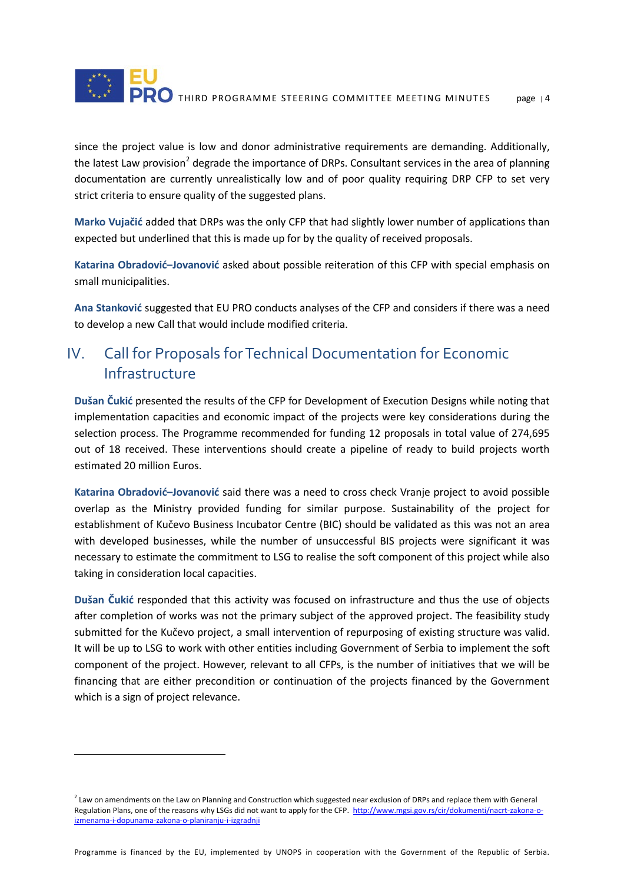since the project value is low and donor administrative requirements are demanding. Additionally, the latest Law provision[2] degrade the importance of DRPs. Consultant services in the area of planning documentation are currently unrealistically low and of poor quality requiring DRP CFP to set very strict criteria to ensure quality of the suggested plans.

**Marko Vujačić** added that DRPs was the only CFP that had slightly lower number of applications than expected but underlined that this is made up for by the quality of received proposals.

**Katarina Obradović–Jovanović** asked about possible reiteration of this CFP with special emphasis on small municipalities.

**Ana Stanković** suggested that EU PRO conducts analyses of the CFP and considers if there was a need to develop a new Call that would include modified criteria.

## IV. Call for Proposals for Technical Documentation for Economic Infrastructure

**Dušan Čukić** presented the results of the CFP for Development of Execution Designs while noting that implementation capacities and economic impact of the projects were key considerations during the selection process. The Programme recommended for funding 12 proposals in total value of 274,695 out of 18 received. These interventions should create a pipeline of ready to build projects worth estimated 20 million Euros.

**Katarina Obradović–Jovanović** said there was a need to cross check Vranje project to avoid possible overlap as the Ministry provided funding for similar purpose. Sustainability of the project for establishment of Kučevo Business Incubator Centre (BIC) should be validated as this was not an area with developed businesses, while the number of unsuccessful BIS projects were significant it was necessary to estimate the commitment to LSG to realise the soft component of this project while also taking in consideration local capacities.

**Dušan Čukić** responded that this activity was focused on infrastructure and thus the use of objects after completion of works was not the primary subject of the approved project. The feasibility study submitted for the Kučevo project, a small intervention of repurposing of existing structure was valid. It will be up to LSG to work with other entities including Government of Serbia to implement the soft component of the project. However, relevant to all CFPs, is the number of initiatives that we will be financing that are either precondition or continuation of the projects financed by the Government which is a sign of project relevance.

---

[2] Law on amendments on the Law on Planning and Construction which suggested near exclusion of DRPs and replace them with General Regulation Plans, one of the reasons why LSGs did not want to apply for the CFP. http://www.mgsi.gov.rs/cir/dokumenti/nacrt-zakona-o-izmenama-i-dopunama-zakona-o-planiranju-i-izgradnji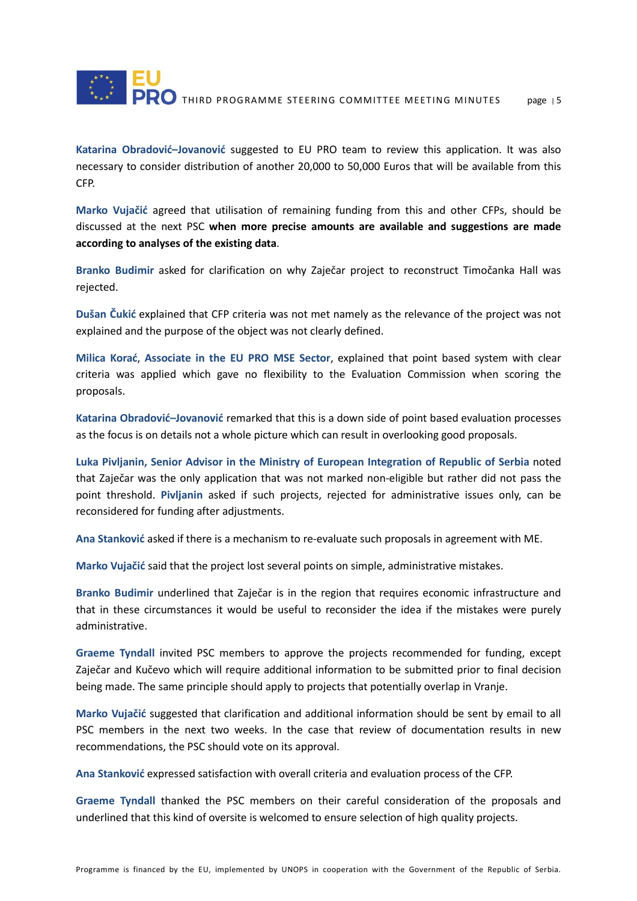**Katarina Obradović–Jovanović** suggested to EU PRO team to review this application. It was also necessary to consider distribution of another 20,000 to 50,000 Euros that will be available from this CFP.

**Marko Vujačić** agreed that utilisation of remaining funding from this and other CFPs, should be discussed at the next PSC **when more precise amounts are available and suggestions are made according to analyses of the existing data**.

**Branko Budimir** asked for clarification on why Zaječar project to reconstruct Timočanka Hall was rejected.

**Dušan Čukić** explained that CFP criteria was not met namely as the relevance of the project was not explained and the purpose of the object was not clearly defined.

**Milica Korać**, **Associate in the EU PRO MSE Sector**, explained that point based system with clear criteria was applied which gave no flexibility to the Evaluation Commission when scoring the proposals.

**Katarina Obradović–Jovanović** remarked that this is a down side of point based evaluation processes as the focus is on details not a whole picture which can result in overlooking good proposals.

**Luka Pivljanin, Senior Advisor in the Ministry of European Integration of Republic of Serbia** noted that Zaječar was the only application that was not marked non-eligible but rather did not pass the point threshold. **Pivljanin** asked if such projects, rejected for administrative issues only, can be reconsidered for funding after adjustments.

**Ana Stanković** asked if there is a mechanism to re-evaluate such proposals in agreement with ME.

**Marko Vujačić** said that the project lost several points on simple, administrative mistakes.

**Branko Budimir** underlined that Zaječar is in the region that requires economic infrastructure and that in these circumstances it would be useful to reconsider the idea if the mistakes were purely administrative.

**Graeme Tyndall** invited PSC members to approve the projects recommended for funding, except Zaječar and Kučevo which will require additional information to be submitted prior to final decision being made. The same principle should apply to projects that potentially overlap in Vranje.

**Marko Vujačić** suggested that clarification and additional information should be sent by email to all PSC members in the next two weeks. In the case that review of documentation results in new recommendations, the PSC should vote on its approval.

**Ana Stanković** expressed satisfaction with overall criteria and evaluation process of the CFP.

**Graeme Tyndall** thanked the PSC members on their careful consideration of the proposals and underlined that this kind of oversite is welcomed to ensure selection of high quality projects.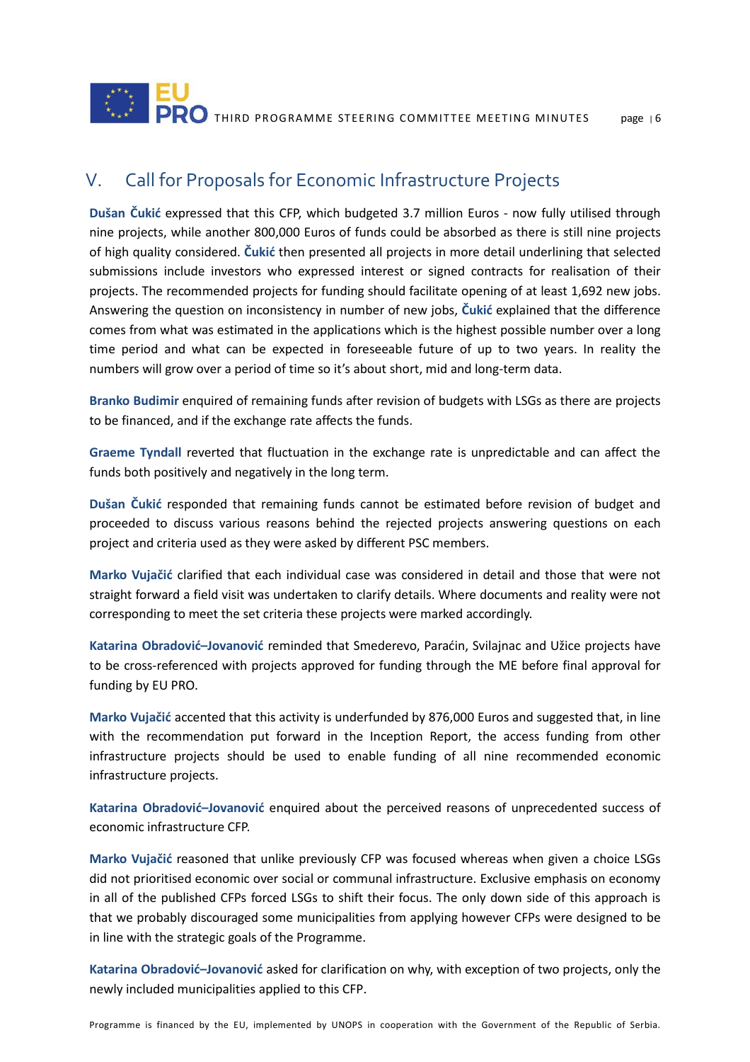## V. Call for Proposals for Economic Infrastructure Projects

**Dušan Čukić** expressed that this CFP, which budgeted 3.7 million Euros - now fully utilised through nine projects, while another 800,000 Euros of funds could be absorbed as there is still nine projects of high quality considered. **Čukić** then presented all projects in more detail underlining that selected submissions include investors who expressed interest or signed contracts for realisation of their projects. The recommended projects for funding should facilitate opening of at least 1,692 new jobs. Answering the question on inconsistency in number of new jobs, **Čukić** explained that the difference comes from what was estimated in the applications which is the highest possible number over a long time period and what can be expected in foreseeable future of up to two years. In reality the numbers will grow over a period of time so it's about short, mid and long-term data.

**Branko Budimir** enquired of remaining funds after revision of budgets with LSGs as there are projects to be financed, and if the exchange rate affects the funds.

**Graeme Tyndall** reverted that fluctuation in the exchange rate is unpredictable and can affect the funds both positively and negatively in the long term.

**Dušan Čukić** responded that remaining funds cannot be estimated before revision of budget and proceeded to discuss various reasons behind the rejected projects answering questions on each project and criteria used as they were asked by different PSC members.

**Marko Vujačić** clarified that each individual case was considered in detail and those that were not straight forward a field visit was undertaken to clarify details. Where documents and reality were not corresponding to meet the set criteria these projects were marked accordingly.

**Katarina Obradović–Jovanović** reminded that Smederevo, Paraćin, Svilajnac and Užice projects have to be cross-referenced with projects approved for funding through the ME before final approval for funding by EU PRO.

**Marko Vujačić** accented that this activity is underfunded by 876,000 Euros and suggested that, in line with the recommendation put forward in the Inception Report, the access funding from other infrastructure projects should be used to enable funding of all nine recommended economic infrastructure projects.

**Katarina Obradović–Jovanović** enquired about the perceived reasons of unprecedented success of economic infrastructure CFP.

**Marko Vujačić** reasoned that unlike previously CFP was focused whereas when given a choice LSGs did not prioritised economic over social or communal infrastructure. Exclusive emphasis on economy in all of the published CFPs forced LSGs to shift their focus. The only down side of this approach is that we probably discouraged some municipalities from applying however CFPs were designed to be in line with the strategic goals of the Programme.

**Katarina Obradović–Jovanović** asked for clarification on why, with exception of two projects, only the newly included municipalities applied to this CFP.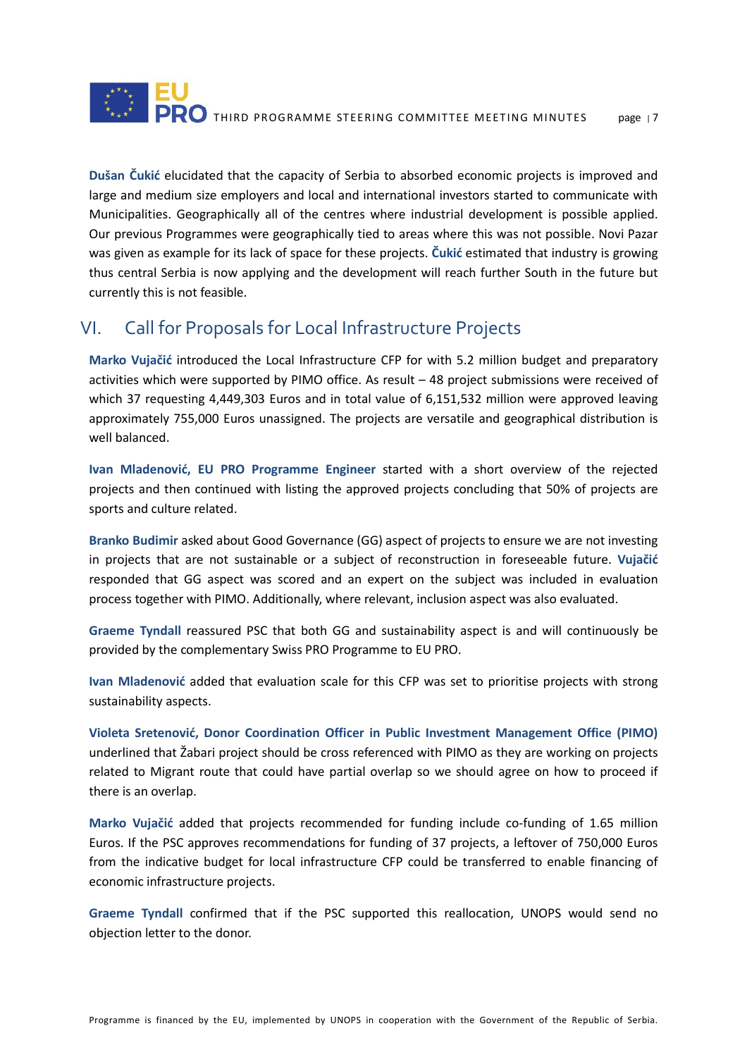**Dušan Čukić** elucidated that the capacity of Serbia to absorbed economic projects is improved and large and medium size employers and local and international investors started to communicate with Municipalities. Geographically all of the centres where industrial development is possible applied. Our previous Programmes were geographically tied to areas where this was not possible. Novi Pazar was given as example for its lack of space for these projects. **Čukić** estimated that industry is growing thus central Serbia is now applying and the development will reach further South in the future but currently this is not feasible.

## VI. Call for Proposals for Local Infrastructure Projects

**Marko Vujačić** introduced the Local Infrastructure CFP for with 5.2 million budget and preparatory activities which were supported by PIMO office. As result – 48 project submissions were received of which 37 requesting 4,449,303 Euros and in total value of 6,151,532 million were approved leaving approximately 755,000 Euros unassigned. The projects are versatile and geographical distribution is well balanced.

**Ivan Mladenović, EU PRO Programme Engineer** started with a short overview of the rejected projects and then continued with listing the approved projects concluding that 50% of projects are sports and culture related.

**Branko Budimir** asked about Good Governance (GG) aspect of projects to ensure we are not investing in projects that are not sustainable or a subject of reconstruction in foreseeable future. **Vujačić** responded that GG aspect was scored and an expert on the subject was included in evaluation process together with PIMO. Additionally, where relevant, inclusion aspect was also evaluated.

**Graeme Tyndall** reassured PSC that both GG and sustainability aspect is and will continuously be provided by the complementary Swiss PRO Programme to EU PRO.

**Ivan Mladenović** added that evaluation scale for this CFP was set to prioritise projects with strong sustainability aspects.

**Violeta Sretenović, Donor Coordination Officer in Public Investment Management Office (PIMO)** underlined that Žabari project should be cross referenced with PIMO as they are working on projects related to Migrant route that could have partial overlap so we should agree on how to proceed if there is an overlap.

**Marko Vujačić** added that projects recommended for funding include co-funding of 1.65 million Euros. If the PSC approves recommendations for funding of 37 projects, a leftover of 750,000 Euros from the indicative budget for local infrastructure CFP could be transferred to enable financing of economic infrastructure projects.

**Graeme Tyndall** confirmed that if the PSC supported this reallocation, UNOPS would send no objection letter to the donor.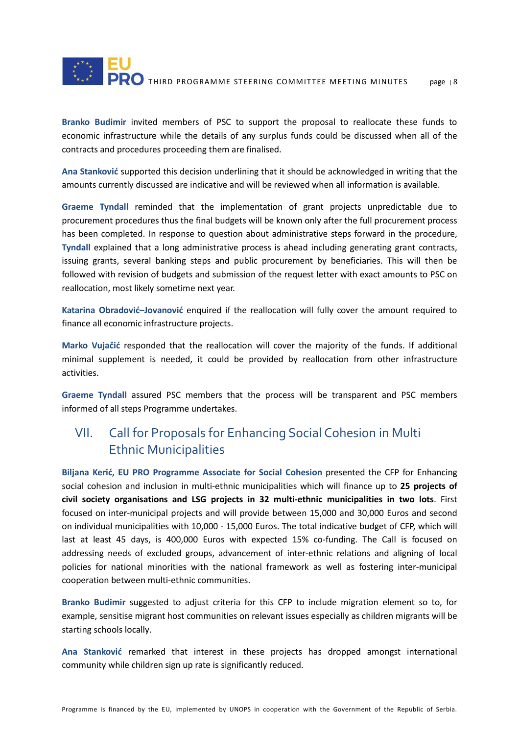**Branko Budimir** invited members of PSC to support the proposal to reallocate these funds to economic infrastructure while the details of any surplus funds could be discussed when all of the contracts and procedures proceeding them are finalised.

**Ana Stanković** supported this decision underlining that it should be acknowledged in writing that the amounts currently discussed are indicative and will be reviewed when all information is available.

**Graeme Tyndall** reminded that the implementation of grant projects unpredictable due to procurement procedures thus the final budgets will be known only after the full procurement process has been completed. In response to question about administrative steps forward in the procedure, **Tyndall** explained that a long administrative process is ahead including generating grant contracts, issuing grants, several banking steps and public procurement by beneficiaries. This will then be followed with revision of budgets and submission of the request letter with exact amounts to PSC on reallocation, most likely sometime next year.

**Katarina Obradović–Jovanović** enquired if the reallocation will fully cover the amount required to finance all economic infrastructure projects.

**Marko Vujačić** responded that the reallocation will cover the majority of the funds. If additional minimal supplement is needed, it could be provided by reallocation from other infrastructure activities.

**Graeme Tyndall** assured PSC members that the process will be transparent and PSC members informed of all steps Programme undertakes.

## VII. Call for Proposals for Enhancing Social Cohesion in Multi Ethnic Municipalities

**Biljana Kerić, EU PRO Programme Associate for Social Cohesion** presented the CFP for Enhancing social cohesion and inclusion in multi-ethnic municipalities which will finance up to **25 projects of civil society organisations and LSG projects in 32 multi-ethnic municipalities in two lots**. First focused on inter-municipal projects and will provide between 15,000 and 30,000 Euros and second on individual municipalities with 10,000 - 15,000 Euros. The total indicative budget of CFP, which will last at least 45 days, is 400,000 Euros with expected 15% co-funding. The Call is focused on addressing needs of excluded groups, advancement of inter-ethnic relations and aligning of local policies for national minorities with the national framework as well as fostering inter-municipal cooperation between multi-ethnic communities.

**Branko Budimir** suggested to adjust criteria for this CFP to include migration element so to, for example, sensitise migrant host communities on relevant issues especially as children migrants will be starting schools locally.

**Ana Stanković** remarked that interest in these projects has dropped amongst international community while children sign up rate is significantly reduced.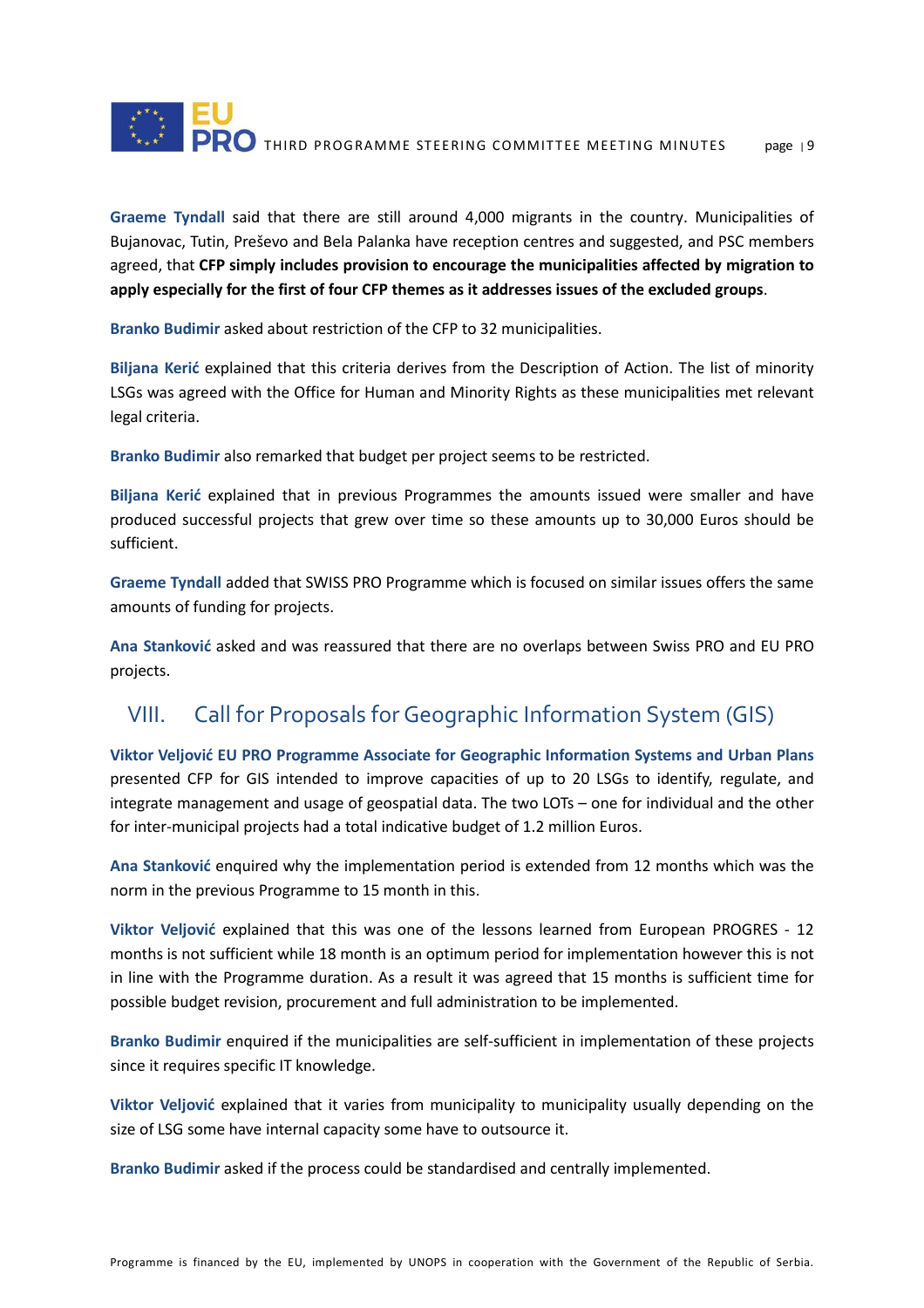**Graeme Tyndall** said that there are still around 4,000 migrants in the country. Municipalities of Bujanovac, Tutin, Preševo and Bela Palanka have reception centres and suggested, and PSC members agreed, that **CFP simply includes provision to encourage the municipalities affected by migration to apply especially for the first of four CFP themes as it addresses issues of the excluded groups**.

**Branko Budimir** asked about restriction of the CFP to 32 municipalities.

**Biljana Kerić** explained that this criteria derives from the Description of Action. The list of minority LSGs was agreed with the Office for Human and Minority Rights as these municipalities met relevant legal criteria.

**Branko Budimir** also remarked that budget per project seems to be restricted.

**Biljana Kerić** explained that in previous Programmes the amounts issued were smaller and have produced successful projects that grew over time so these amounts up to 30,000 Euros should be sufficient.

**Graeme Tyndall** added that SWISS PRO Programme which is focused on similar issues offers the same amounts of funding for projects.

**Ana Stanković** asked and was reassured that there are no overlaps between Swiss PRO and EU PRO projects.

## VIII. Call for Proposals for Geographic Information System (GIS)

**Viktor Veljović EU PRO Programme Associate for Geographic Information Systems and Urban Plans** presented CFP for GIS intended to improve capacities of up to 20 LSGs to identify, regulate, and integrate management and usage of geospatial data. The two LOTs – one for individual and the other for inter-municipal projects had a total indicative budget of 1.2 million Euros.

**Ana Stanković** enquired why the implementation period is extended from 12 months which was the norm in the previous Programme to 15 month in this.

**Viktor Veljović** explained that this was one of the lessons learned from European PROGRES - 12 months is not sufficient while 18 month is an optimum period for implementation however this is not in line with the Programme duration. As a result it was agreed that 15 months is sufficient time for possible budget revision, procurement and full administration to be implemented.

**Branko Budimir** enquired if the municipalities are self-sufficient in implementation of these projects since it requires specific IT knowledge.

**Viktor Veljović** explained that it varies from municipality to municipality usually depending on the size of LSG some have internal capacity some have to outsource it.

**Branko Budimir** asked if the process could be standardised and centrally implemented.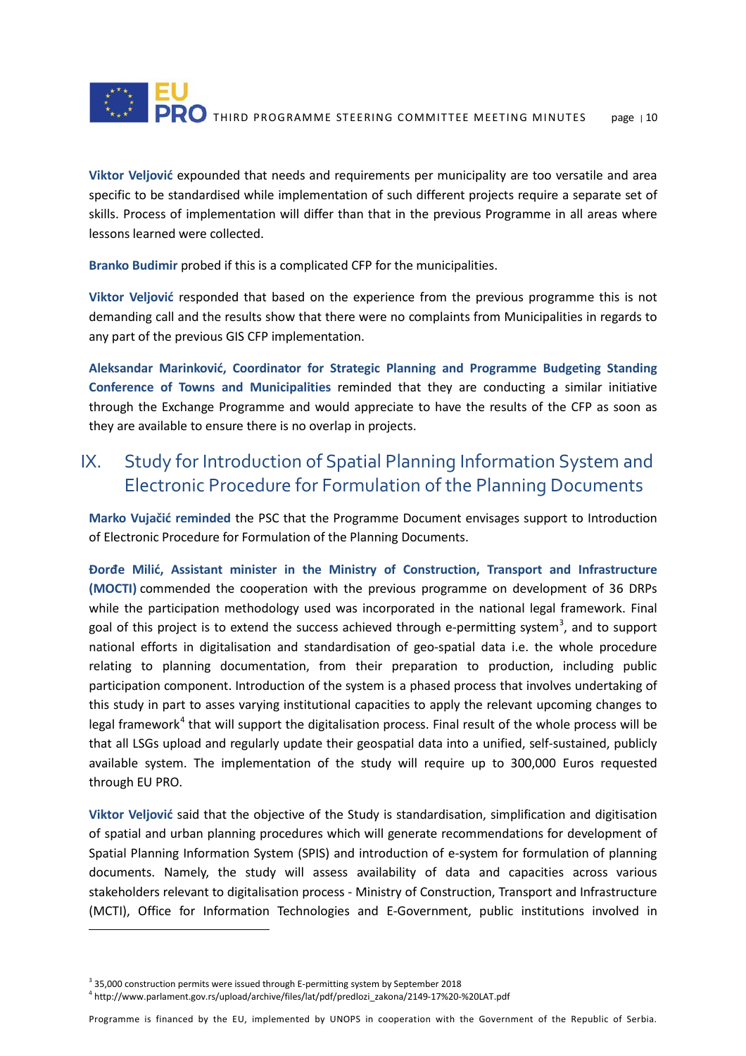**Viktor Veljović** expounded that needs and requirements per municipality are too versatile and area specific to be standardised while implementation of such different projects require a separate set of skills. Process of implementation will differ than that in the previous Programme in all areas where lessons learned were collected.

**Branko Budimir** probed if this is a complicated CFP for the municipalities.

**Viktor Veljović** responded that based on the experience from the previous programme this is not demanding call and the results show that there were no complaints from Municipalities in regards to any part of the previous GIS CFP implementation.

**Aleksandar Marinković, Coordinator for Strategic Planning and Programme Budgeting Standing Conference of Towns and Municipalities** reminded that they are conducting a similar initiative through the Exchange Programme and would appreciate to have the results of the CFP as soon as they are available to ensure there is no overlap in projects.

# IX. Study for Introduction of Spatial Planning Information System and Electronic Procedure for Formulation of the Planning Documents

**Marko Vujačić reminded** the PSC that the Programme Document envisages support to Introduction of Electronic Procedure for Formulation of the Planning Documents.

**Đorđe Milić, Assistant minister in the Ministry of Construction, Transport and Infrastructure (MOCTI)** commended the cooperation with the previous programme on development of 36 DRPs while the participation methodology used was incorporated in the national legal framework. Final goal of this project is to extend the success achieved through e-permitting system[3], and to support national efforts in digitalisation and standardisation of geo-spatial data i.e. the whole procedure relating to planning documentation, from their preparation to production, including public participation component. Introduction of the system is a phased process that involves undertaking of this study in part to asses varying institutional capacities to apply the relevant upcoming changes to legal framework[4] that will support the digitalisation process. Final result of the whole process will be that all LSGs upload and regularly update their geospatial data into a unified, self-sustained, publicly available system. The implementation of the study will require up to 300,000 Euros requested through EU PRO.

**Viktor Veljović** said that the objective of the Study is standardisation, simplification and digitisation of spatial and urban planning procedures which will generate recommendations for development of Spatial Planning Information System (SPIS) and introduction of e-system for formulation of planning documents. Namely, the study will assess availability of data and capacities across various stakeholders relevant to digitalisation process - Ministry of Construction, Transport and Infrastructure (MCTI), Office for Information Technologies and E-Government, public institutions involved in

---

[3] 35,000 construction permits were issued through E-permitting system by September 2018

[4] http://www.parlament.gov.rs/upload/archive/files/lat/pdf/predlozi_zakona/2149-17%20-%20LAT.pdf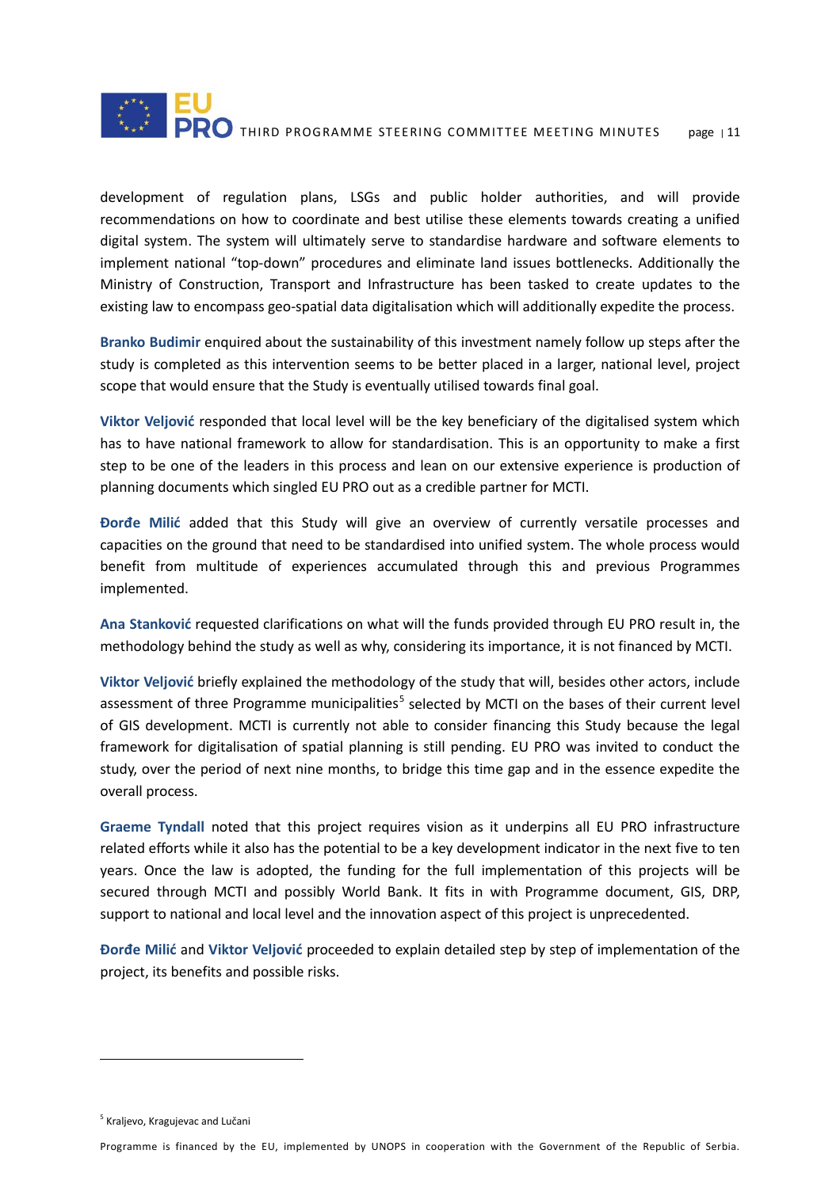development of regulation plans, LSGs and public holder authorities, and will provide recommendations on how to coordinate and best utilise these elements towards creating a unified digital system. The system will ultimately serve to standardise hardware and software elements to implement national "top-down" procedures and eliminate land issues bottlenecks. Additionally the Ministry of Construction, Transport and Infrastructure has been tasked to create updates to the existing law to encompass geo-spatial data digitalisation which will additionally expedite the process.

**Branko Budimir** enquired about the sustainability of this investment namely follow up steps after the study is completed as this intervention seems to be better placed in a larger, national level, project scope that would ensure that the Study is eventually utilised towards final goal.

**Viktor Veljović** responded that local level will be the key beneficiary of the digitalised system which has to have national framework to allow for standardisation. This is an opportunity to make a first step to be one of the leaders in this process and lean on our extensive experience is production of planning documents which singled EU PRO out as a credible partner for MCTI.

**Đorđe Milić** added that this Study will give an overview of currently versatile processes and capacities on the ground that need to be standardised into unified system. The whole process would benefit from multitude of experiences accumulated through this and previous Programmes implemented.

**Ana Stanković** requested clarifications on what will the funds provided through EU PRO result in, the methodology behind the study as well as why, considering its importance, it is not financed by MCTI.

**Viktor Veljović** briefly explained the methodology of the study that will, besides other actors, include assessment of three Programme municipalities[5] selected by MCTI on the bases of their current level of GIS development. MCTI is currently not able to consider financing this Study because the legal framework for digitalisation of spatial planning is still pending. EU PRO was invited to conduct the study, over the period of next nine months, to bridge this time gap and in the essence expedite the overall process.

**Graeme Tyndall** noted that this project requires vision as it underpins all EU PRO infrastructure related efforts while it also has the potential to be a key development indicator in the next five to ten years. Once the law is adopted, the funding for the full implementation of this projects will be secured through MCTI and possibly World Bank. It fits in with Programme document, GIS, DRP, support to national and local level and the innovation aspect of this project is unprecedented.

**Đorđe Milić** and **Viktor Veljović** proceeded to explain detailed step by step of implementation of the project, its benefits and possible risks.

[5] Kraljevo, Kragujevac and Lučani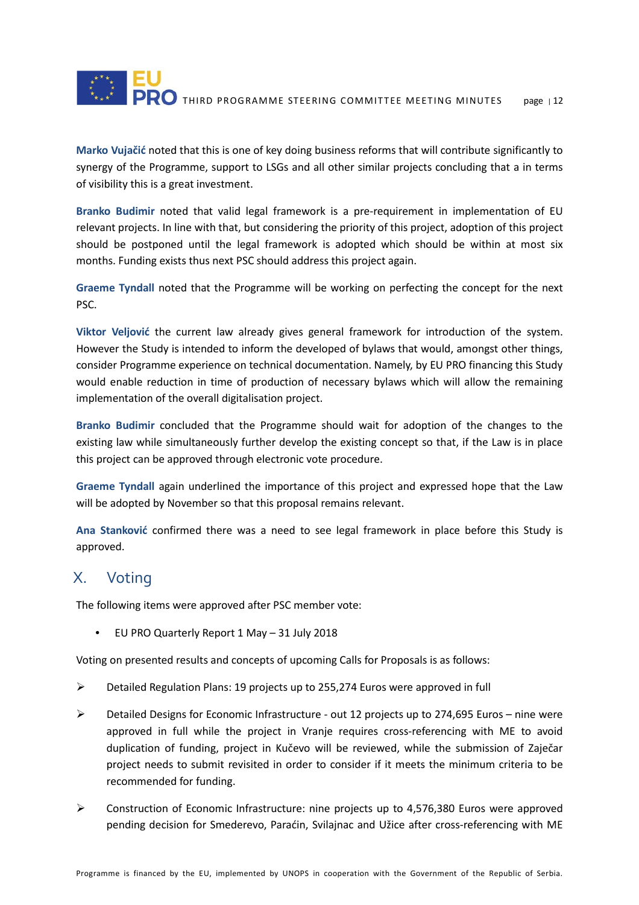**Marko Vujačić** noted that this is one of key doing business reforms that will contribute significantly to synergy of the Programme, support to LSGs and all other similar projects concluding that a in terms of visibility this is a great investment.

**Branko Budimir** noted that valid legal framework is a pre-requirement in implementation of EU relevant projects. In line with that, but considering the priority of this project, adoption of this project should be postponed until the legal framework is adopted which should be within at most six months. Funding exists thus next PSC should address this project again.

**Graeme Tyndall** noted that the Programme will be working on perfecting the concept for the next PSC.

**Viktor Veljović** the current law already gives general framework for introduction of the system. However the Study is intended to inform the developed of bylaws that would, amongst other things, consider Programme experience on technical documentation. Namely, by EU PRO financing this Study would enable reduction in time of production of necessary bylaws which will allow the remaining implementation of the overall digitalisation project.

**Branko Budimir** concluded that the Programme should wait for adoption of the changes to the existing law while simultaneously further develop the existing concept so that, if the Law is in place this project can be approved through electronic vote procedure.

**Graeme Tyndall** again underlined the importance of this project and expressed hope that the Law will be adopted by November so that this proposal remains relevant.

**Ana Stanković** confirmed there was a need to see legal framework in place before this Study is approved.

## X. Voting

The following items were approved after PSC member vote:

- EU PRO Quarterly Report 1 May – 31 July 2018

Voting on presented results and concepts of upcoming Calls for Proposals is as follows:

- ➢ Detailed Regulation Plans: 19 projects up to 255,274 Euros were approved in full
- ➢ Detailed Designs for Economic Infrastructure - out 12 projects up to 274,695 Euros – nine were approved in full while the project in Vranje requires cross-referencing with ME to avoid duplication of funding, project in Kučevo will be reviewed, while the submission of Zaječar project needs to submit revisited in order to consider if it meets the minimum criteria to be recommended for funding.
- ➢ Construction of Economic Infrastructure: nine projects up to 4,576,380 Euros were approved pending decision for Smederevo, Paraćin, Svilajnac and Užice after cross-referencing with ME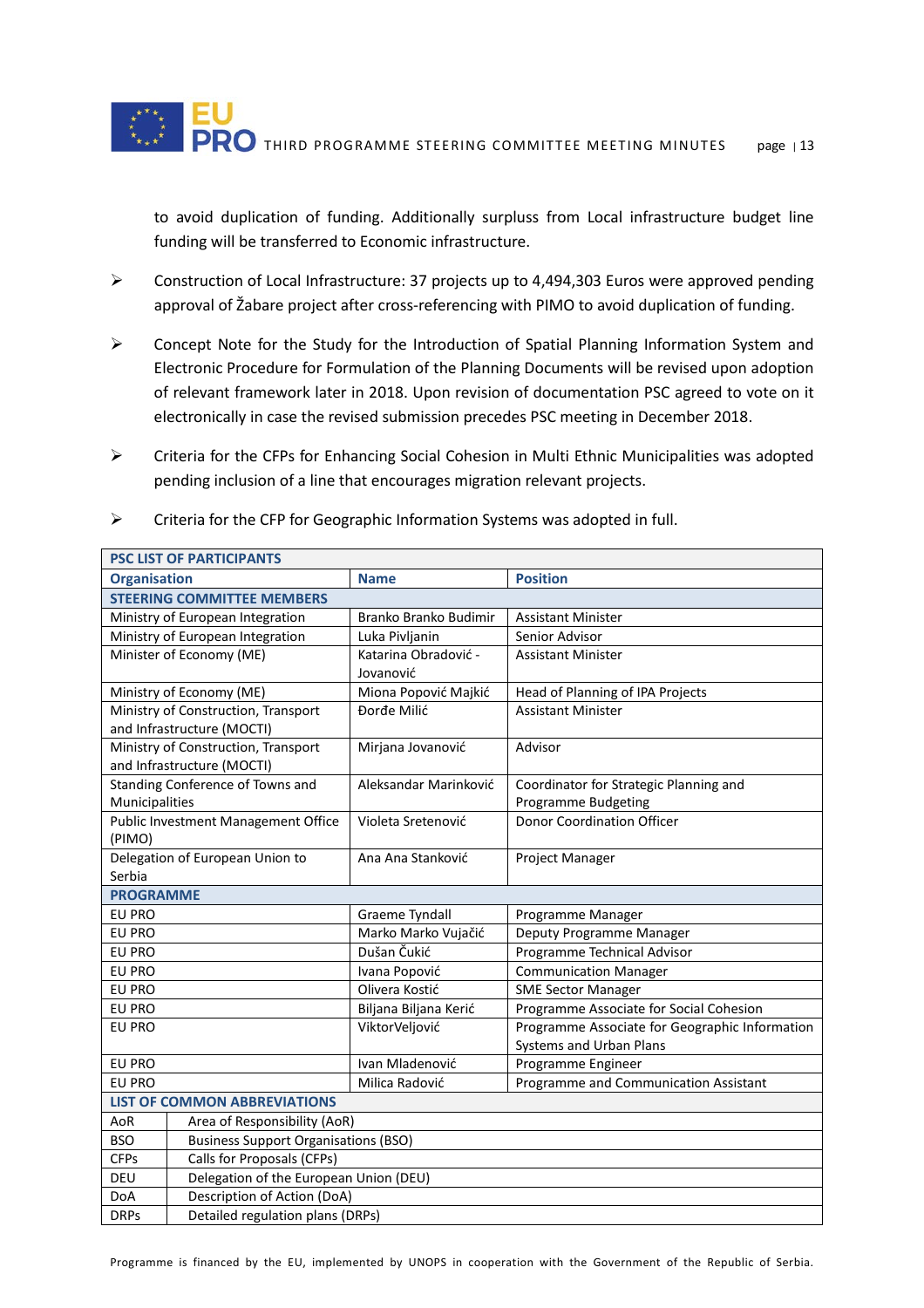to avoid duplication of funding. Additionally surpluss from Local infrastructure budget line funding will be transferred to Economic infrastructure.

- Construction of Local Infrastructure: 37 projects up to 4,494,303 Euros were approved pending approval of Žabare project after cross-referencing with PIMO to avoid duplication of funding.

- Concept Note for the Study for the Introduction of Spatial Planning Information System and Electronic Procedure for Formulation of the Planning Documents will be revised upon adoption of relevant framework later in 2018. Upon revision of documentation PSC agreed to vote on it electronically in case the revised submission precedes PSC meeting in December 2018.

- Criteria for the CFPs for Enhancing Social Cohesion in Multi Ethnic Municipalities was adopted pending inclusion of a line that encourages migration relevant projects.

- Criteria for the CFP for Geographic Information Systems was adopted in full.

| **PSC LIST OF PARTICIPANTS** | | |
|---|---|---|
| **Organisation** | **Name** | **Position** |
| **STEERING COMMITTEE MEMBERS** | | |
| Ministry of European Integration | Branko Branko Budimir | Assistant Minister |
| Ministry of European Integration | Luka Pivljanin | Senior Advisor |
| Minister of Economy (ME) | Katarina Obradović - Jovanović | Assistant Minister |
| Ministry of Economy (ME) | Miona Popović Majkić | Head of Planning of IPA Projects |
| Ministry of Construction, Transport and Infrastructure (MOCTI) | Đorđe Milić | Assistant Minister |
| Ministry of Construction, Transport and Infrastructure (MOCTI) | Mirjana Jovanović | Advisor |
| Standing Conference of Towns and Municipalities | Aleksandar Marinković | Coordinator for Strategic Planning and Programme Budgeting |
| Public Investment Management Office (PIMO) | Violeta Sretenović | Donor Coordination Officer |
| Delegation of European Union to Serbia | Ana Ana Stanković | Project Manager |
| **PROGRAMME** | | |
| EU PRO | Graeme Tyndall | Programme Manager |
| EU PRO | Marko Marko Vujačić | Deputy Programme Manager |
| EU PRO | Dušan Čukić | Programme Technical Advisor |
| EU PRO | Ivana Popović | Communication Manager |
| EU PRO | Olivera Kostić | SME Sector Manager |
| EU PRO | Biljana Biljana Kerić | Programme Associate for Social Cohesion |
| EU PRO | ViktorVeljović | Programme Associate for Geographic Information Systems and Urban Plans |
| EU PRO | Ivan Mladenović | Programme Engineer |
| EU PRO | Milica Radović | Programme and Communication Assistant |

| **LIST OF COMMON ABBREVIATIONS** | |
|---|---|
| AoR | Area of Responsibility (AoR) |
| BSO | Business Support Organisations (BSO) |
| CFPs | Calls for Proposals (CFPs) |
| DEU | Delegation of the European Union (DEU) |
| DoA | Description of Action (DoA) |
| DRPs | Detailed regulation plans (DRPs) |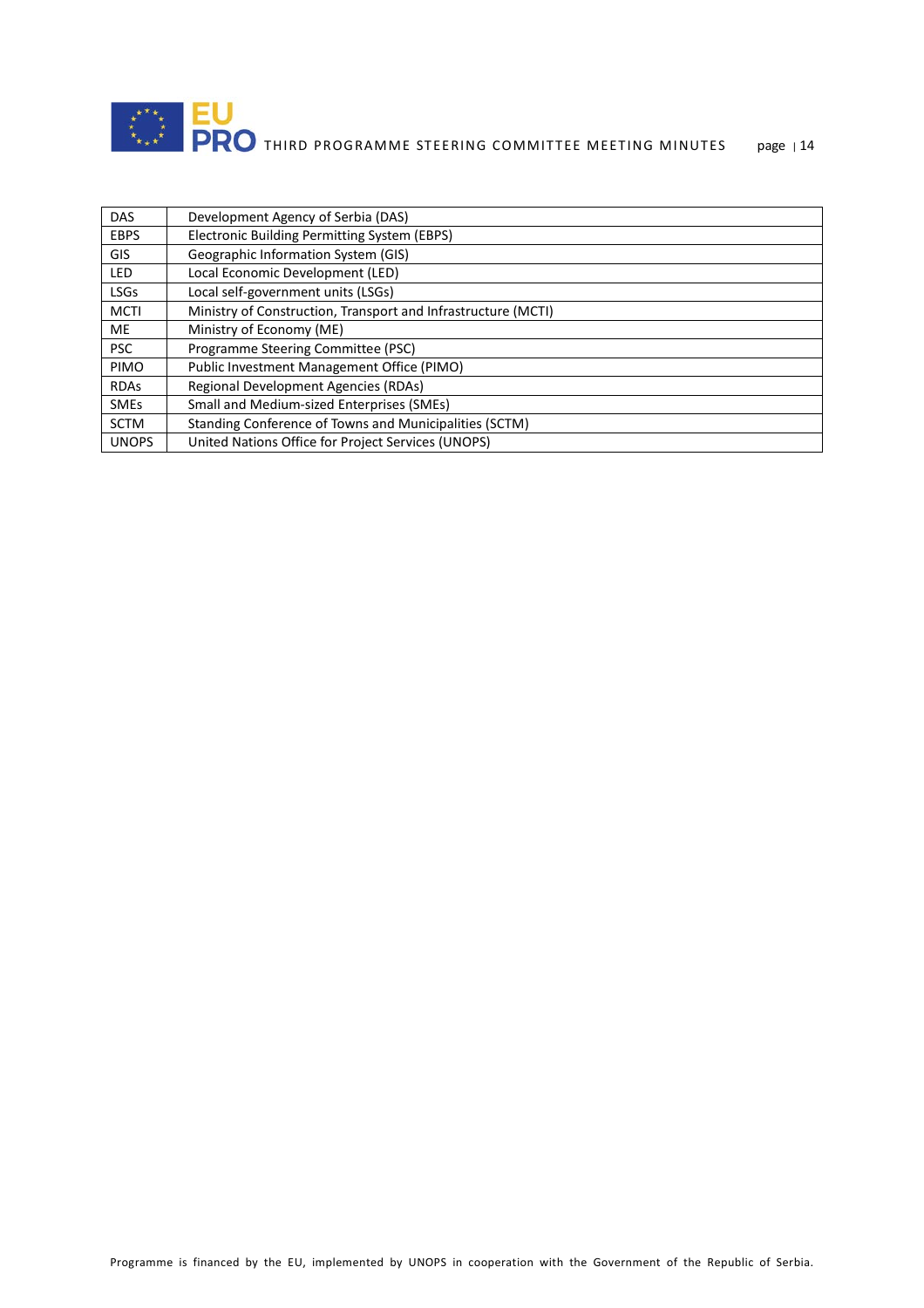| | |
|---|---|
| DAS | Development Agency of Serbia (DAS) |
| EBPS | Electronic Building Permitting System (EBPS) |
| GIS | Geographic Information System (GIS) |
| LED | Local Economic Development (LED) |
| LSGs | Local self-government units (LSGs) |
| MCTI | Ministry of Construction, Transport and Infrastructure (MCTI) |
| ME | Ministry of Economy (ME) |
| PSC | Programme Steering Committee (PSC) |
| PIMO | Public Investment Management Office (PIMO) |
| RDAs | Regional Development Agencies (RDAs) |
| SMEs | Small and Medium-sized Enterprises (SMEs) |
| SCTM | Standing Conference of Towns and Municipalities (SCTM) |
| UNOPS | United Nations Office for Project Services (UNOPS) |